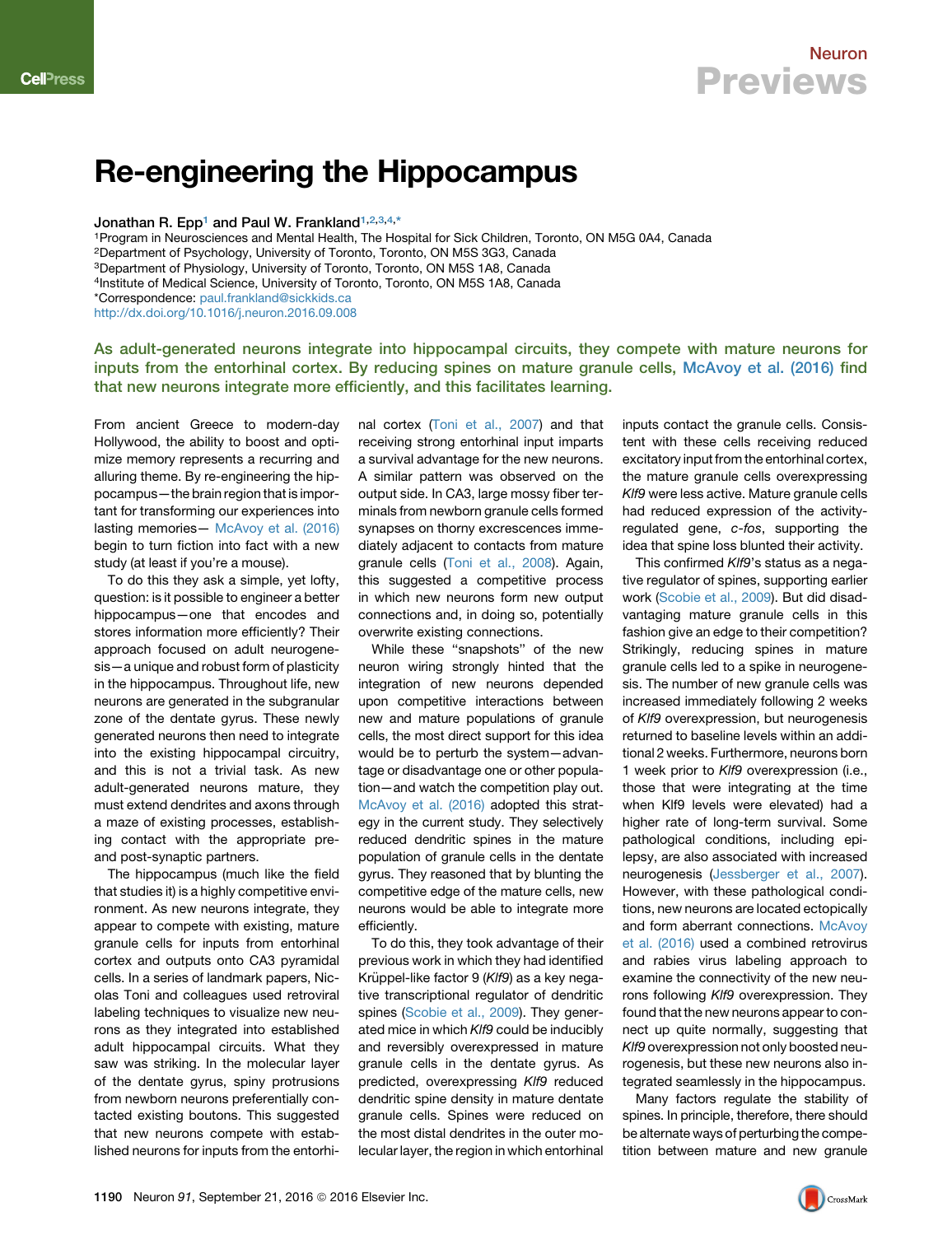# Re-engineering the Hippocampus

**Jonathan R. Epp[1] and Paul W. Frankland[1,2,3,4,*]**

[1]Program in Neurosciences and Mental Health, The Hospital for Sick Children, Toronto, ON M5G 0A4, Canada
[2]Department of Psychology, University of Toronto, Toronto, ON M5S 3G3, Canada
[3]Department of Physiology, University of Toronto, Toronto, ON M5S 1A8, Canada
[4]Institute of Medical Science, University of Toronto, Toronto, ON M5S 1A8, Canada
*Correspondence: paul.frankland@sickkids.ca
http://dx.doi.org/10.1016/j.neuron.2016.09.008

**As adult-generated neurons integrate into hippocampal circuits, they compete with mature neurons for inputs from the entorhinal cortex. By reducing spines on mature granule cells, McAvoy et al. (2016) find that new neurons integrate more efficiently, and this facilitates learning.**

From ancient Greece to modern-day Hollywood, the ability to boost and optimize memory represents a recurring and alluring theme. By re-engineering the hippocampus—the brain region that is important for transforming our experiences into lasting memories— McAvoy et al. (2016) begin to turn fiction into fact with a new study (at least if you're a mouse).

To do this they ask a simple, yet lofty, question: is it possible to engineer a better hippocampus—one that encodes and stores information more efficiently? Their approach focused on adult neurogenesis—a unique and robust form of plasticity in the hippocampus. Throughout life, new neurons are generated in the subgranular zone of the dentate gyrus. These newly generated neurons then need to integrate into the existing hippocampal circuitry, and this is not a trivial task. As new adult-generated neurons mature, they must extend dendrites and axons through a maze of existing processes, establishing contact with the appropriate pre- and post-synaptic partners.

The hippocampus (much like the field that studies it) is a highly competitive environment. As new neurons integrate, they appear to compete with existing, mature granule cells for inputs from entorhinal cortex and outputs onto CA3 pyramidal cells. In a series of landmark papers, Nicolas Toni and colleagues used retroviral labeling techniques to visualize new neurons as they integrated into established adult hippocampal circuits. What they saw was striking. In the molecular layer of the dentate gyrus, spiny protrusions from newborn neurons preferentially contacted existing boutons. This suggested that new neurons compete with established neurons for inputs from the entorhinal cortex (Toni et al., 2007) and that receiving strong entorhinal input imparts a survival advantage for the new neurons. A similar pattern was observed on the output side. In CA3, large mossy fiber terminals from newborn granule cells formed synapses on thorny excrescences immediately adjacent to contacts from mature granule cells (Toni et al., 2008). Again, this suggested a competitive process in which new neurons form new output connections and, in doing so, potentially overwrite existing connections.

While these "snapshots" of the new neuron wiring strongly hinted that the integration of new neurons depended upon competitive interactions between new and mature populations of granule cells, the most direct support for this idea would be to perturb the system—advantage or disadvantage one or other population—and watch the competition play out. McAvoy et al. (2016) adopted this strategy in the current study. They selectively reduced dendritic spines in the mature population of granule cells in the dentate gyrus. They reasoned that by blunting the competitive edge of the mature cells, new neurons would be able to integrate more efficiently.

To do this, they took advantage of their previous work in which they had identified Krüppel-like factor 9 (*Klf9*) as a key negative transcriptional regulator of dendritic spines (Scobie et al., 2009). They generated mice in which *Klf9* could be inducibly and reversibly overexpressed in mature granule cells in the dentate gyrus. As predicted, overexpressing *Klf9* reduced dendritic spine density in mature dentate granule cells. Spines were reduced on the most distal dendrites in the outer molecular layer, the region in which entorhinal inputs contact the granule cells. Consistent with these cells receiving reduced excitatory input from the entorhinal cortex, the mature granule cells overexpressing *Klf9* were less active. Mature granule cells had reduced expression of the activity-regulated gene, *c-fos*, supporting the idea that spine loss blunted their activity.

This confirmed *Klf9*'s status as a negative regulator of spines, supporting earlier work (Scobie et al., 2009). But did disadvantaging mature granule cells in this fashion give an edge to their competition? Strikingly, reducing spines in mature granule cells led to a spike in neurogenesis. The number of new granule cells was increased immediately following 2 weeks of *Klf9* overexpression, but neurogenesis returned to baseline levels within an additional 2 weeks. Furthermore, neurons born 1 week prior to *Klf9* overexpression (i.e., those that were integrating at the time when Klf9 levels were elevated) had a higher rate of long-term survival. Some pathological conditions, including epilepsy, are also associated with increased neurogenesis (Jessberger et al., 2007). However, with these pathological conditions, new neurons are located ectopically and form aberrant connections. McAvoy et al. (2016) used a combined retrovirus and rabies virus labeling approach to examine the connectivity of the new neurons following *Klf9* overexpression. They found that the new neurons appear to connect up quite normally, suggesting that *Klf9* overexpression not only boosted neurogenesis, but these new neurons also integrated seamlessly in the hippocampus.

Many factors regulate the stability of spines. In principle, therefore, there should be alternate ways of perturbing the competition between mature and new granule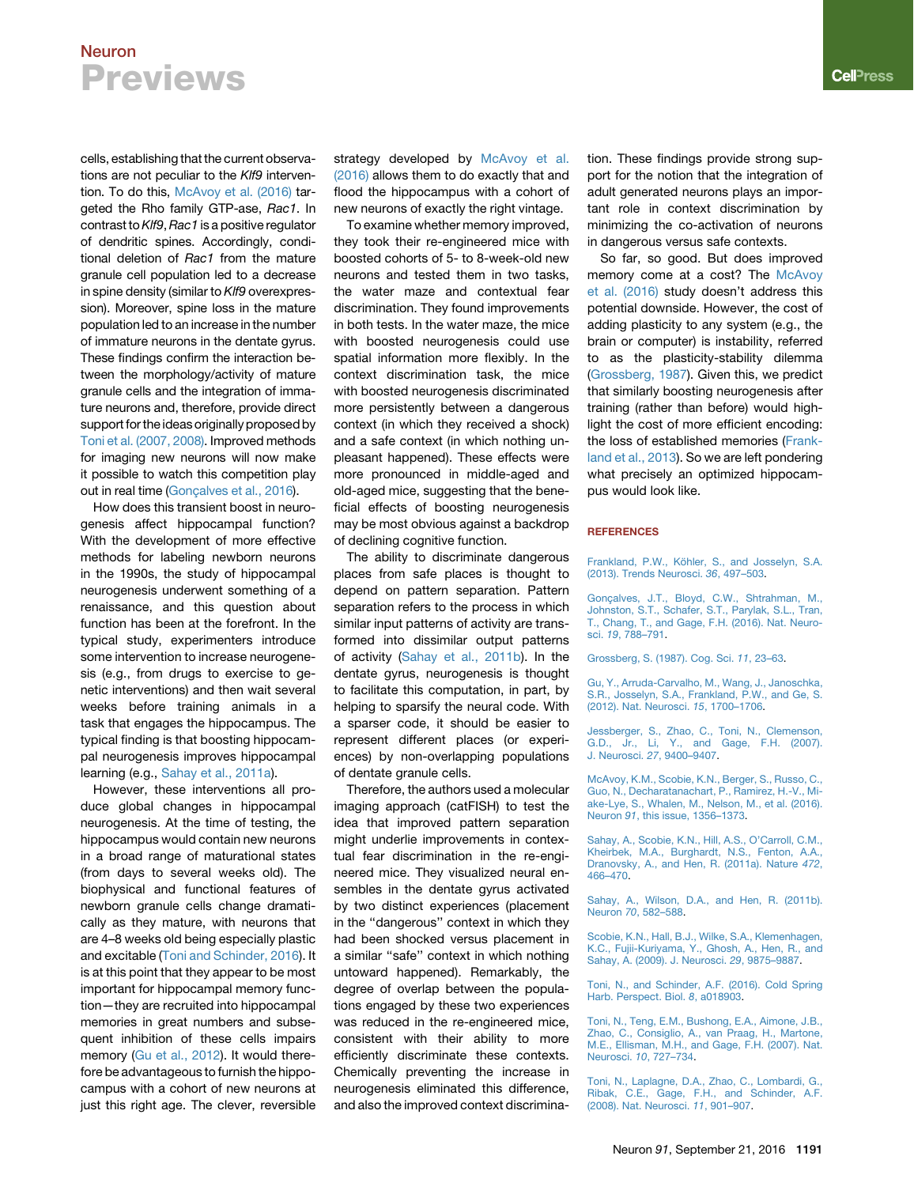cells, establishing that the current observations are not peculiar to the *Klf9* intervention. To do this, McAvoy et al. (2016) targeted the Rho family GTP-ase, *Rac1*. In contrast to *Klf9*, *Rac1* is a positive regulator of dendritic spines. Accordingly, conditional deletion of *Rac1* from the mature granule cell population led to a decrease in spine density (similar to *Klf9* overexpression). Moreover, spine loss in the mature population led to an increase in the number of immature neurons in the dentate gyrus. These findings confirm the interaction between the morphology/activity of mature granule cells and the integration of immature neurons and, therefore, provide direct support for the ideas originally proposed by Toni et al. (2007, 2008). Improved methods for imaging new neurons will now make it possible to watch this competition play out in real time (Gonçalves et al., 2016).

How does this transient boost in neurogenesis affect hippocampal function? With the development of more effective methods for labeling newborn neurons in the 1990s, the study of hippocampal neurogenesis underwent something of a renaissance, and this question about function has been at the forefront. In the typical study, experimenters introduce some intervention to increase neurogenesis (e.g., from drugs to exercise to genetic interventions) and then wait several weeks before training animals in a task that engages the hippocampus. The typical finding is that boosting hippocampal neurogenesis improves hippocampal learning (e.g., Sahay et al., 2011a).

However, these interventions all produce global changes in hippocampal neurogenesis. At the time of testing, the hippocampus would contain new neurons in a broad range of maturational states (from days to several weeks old). The biophysical and functional features of newborn granule cells change dramatically as they mature, with neurons that are 4–8 weeks old being especially plastic and excitable (Toni and Schinder, 2016). It is at this point that they appear to be most important for hippocampal memory function—they are recruited into hippocampal memories in great numbers and subsequent inhibition of these cells impairs memory (Gu et al., 2012). It would therefore be advantageous to furnish the hippocampus with a cohort of new neurons at just this right age. The clever, reversible strategy developed by McAvoy et al. (2016) allows them to do exactly that and flood the hippocampus with a cohort of new neurons of exactly the right vintage.

To examine whether memory improved, they took their re-engineered mice with boosted cohorts of 5- to 8-week-old new neurons and tested them in two tasks, the water maze and contextual fear discrimination. They found improvements in both tests. In the water maze, the mice with boosted neurogenesis could use spatial information more flexibly. In the context discrimination task, the mice with boosted neurogenesis discriminated more persistently between a dangerous context (in which they received a shock) and a safe context (in which nothing unpleasant happened). These effects were more pronounced in middle-aged and old-aged mice, suggesting that the beneficial effects of boosting neurogenesis may be most obvious against a backdrop of declining cognitive function.

The ability to discriminate dangerous places from safe places is thought to depend on pattern separation. Pattern separation refers to the process in which similar input patterns of activity are transformed into dissimilar output patterns of activity (Sahay et al., 2011b). In the dentate gyrus, neurogenesis is thought to facilitate this computation, in part, by helping to sparsify the neural code. With a sparser code, it should be easier to represent different places (or experiences) by non-overlapping populations of dentate granule cells.

Therefore, the authors used a molecular imaging approach (catFISH) to test the idea that improved pattern separation might underlie improvements in contextual fear discrimination in the re-engineered mice. They visualized neural ensembles in the dentate gyrus activated by two distinct experiences (placement in the "dangerous" context in which they had been shocked versus placement in a similar "safe" context in which nothing untoward happened). Remarkably, the degree of overlap between the populations engaged by these two experiences was reduced in the re-engineered mice, consistent with their ability to more efficiently discriminate these contexts. Chemically preventing the increase in neurogenesis eliminated this difference, and also the improved context discrimination. These findings provide strong support for the notion that the integration of adult generated neurons plays an important role in context discrimination by minimizing the co-activation of neurons in dangerous versus safe contexts.

So far, so good. But does improved memory come at a cost? The McAvoy et al. (2016) study doesn't address this potential downside. However, the cost of adding plasticity to any system (e.g., the brain or computer) is instability, referred to as the plasticity-stability dilemma (Grossberg, 1987). Given this, we predict that similarly boosting neurogenesis after training (rather than before) would highlight the cost of more efficient encoding: the loss of established memories (Frankland et al., 2013). So we are left pondering what precisely an optimized hippocampus would look like.

## REFERENCES

Frankland, P.W., Köhler, S., and Josselyn, S.A. (2013). Trends Neurosci. *36*, 497–503.

Gonçalves, J.T., Bloyd, C.W., Shtrahman, M., Johnston, S.T., Schafer, S.T., Parylak, S.L., Tran, T., Chang, T., and Gage, F.H. (2016). Nat. Neurosci. *19*, 788–791.

Grossberg, S. (1987). Cog. Sci. *11*, 23–63.

Gu, Y., Arruda-Carvalho, M., Wang, J., Janoschka, S.R., Josselyn, S.A., Frankland, P.W., and Ge, S. (2012). Nat. Neurosci. *15*, 1700–1706.

Jessberger, S., Zhao, C., Toni, N., Clemenson, G.D., Jr., Li, Y., and Gage, F.H. (2007). J. Neurosci. *27*, 9400–9407.

McAvoy, K.M., Scobie, K.N., Berger, S., Russo, C., Guo, N., Decharatanachart, P., Ramirez, H.-V., Miake-Lye, S., Whalen, M., Nelson, M., et al. (2016). Neuron *91*, this issue, 1356–1373.

Sahay, A., Scobie, K.N., Hill, A.S., O'Carroll, C.M., Kheirbek, M.A., Burghardt, N.S., Fenton, A.A., Dranovsky, A., and Hen, R. (2011a). Nature *472*, 466–470.

Sahay, A., Wilson, D.A., and Hen, R. (2011b). Neuron *70*, 582–588.

Scobie, K.N., Hall, B.J., Wilke, S.A., Klemenhagen, K.C., Fujii-Kuriyama, Y., Ghosh, A., Hen, R., and Sahay, A. (2009). J. Neurosci. *29*, 9875–9887.

Toni, N., and Schinder, A.F. (2016). Cold Spring Harb. Perspect. Biol. *8*, a018903.

Toni, N., Teng, E.M., Bushong, E.A., Aimone, J.B., Zhao, C., Consiglio, A., van Praag, H., Martone, M.E., Ellisman, M.H., and Gage, F.H. (2007). Nat. Neurosci. *10*, 727–734.

Toni, N., Laplagne, D.A., Zhao, C., Lombardi, G., Ribak, C.E., Gage, F.H., and Schinder, A.F. (2008). Nat. Neurosci. *11*, 901–907.